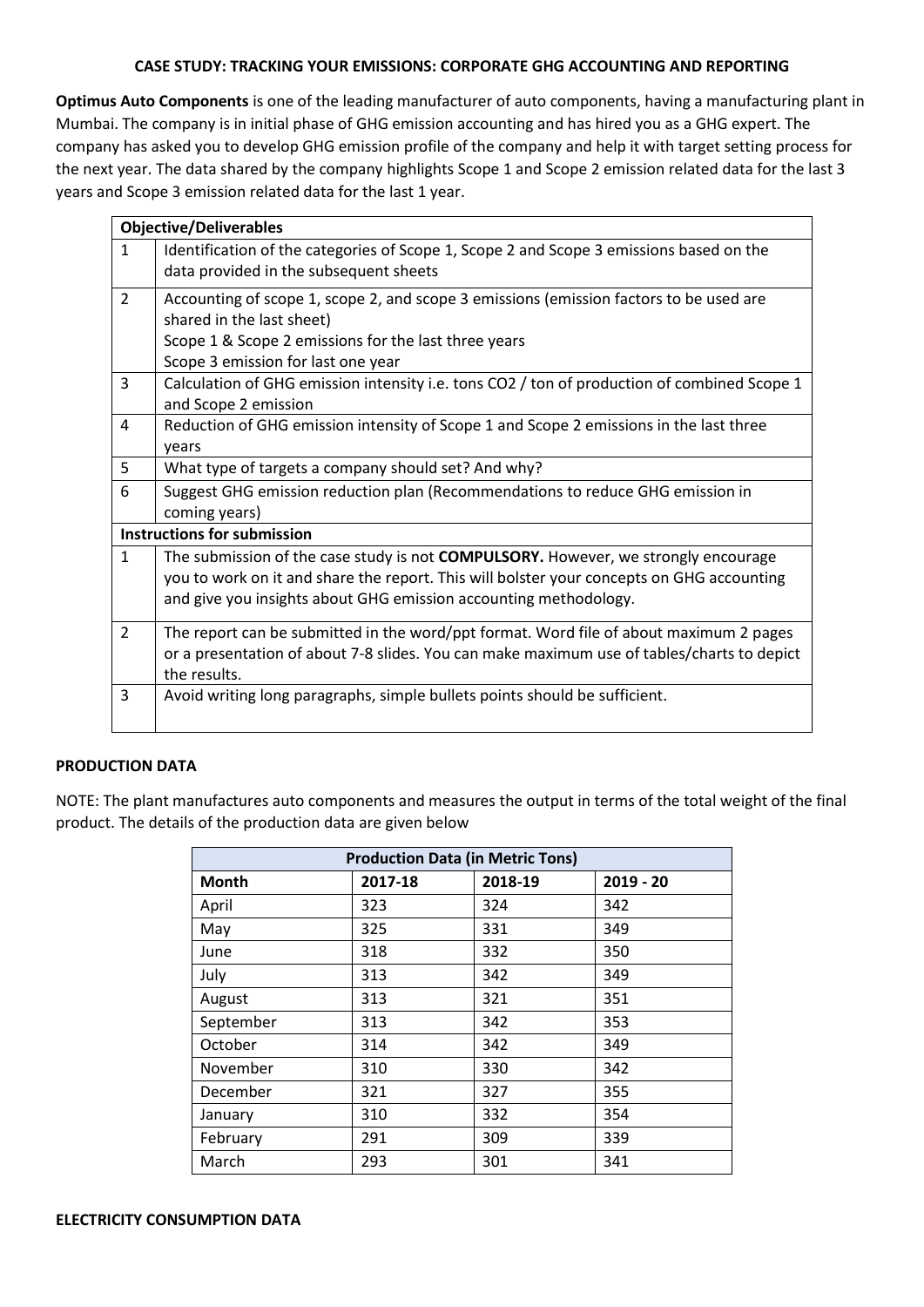## CASE STUDY: TRACKING YOUR EMISSIONS: CORPORATE GHG ACCOUNTING AND REPORTING

**Optimus Auto Components** is one of the leading manufacturer of auto components, having a manufacturing plant in Mumbai. The company is in initial phase of GHG emission accounting and has hired you as a GHG expert. The company has asked you to develop GHG emission profile of the company and help it with target setting process for the next year. The data shared by the company highlights Scope 1 and Scope 2 emission related data for the last 3 years and Scope 3 emission related data for the last 1 year.

| **Objective/Deliverables** | |
|---|---|
| 1 | Identification of the categories of Scope 1, Scope 2 and Scope 3 emissions based on the data provided in the subsequent sheets |
| 2 | Accounting of scope 1, scope 2, and scope 3 emissions (emission factors to be used are shared in the last sheet)<br>Scope 1 & Scope 2 emissions for the last three years<br>Scope 3 emission for last one year |
| 3 | Calculation of GHG emission intensity i.e. tons CO2 / ton of production of combined Scope 1 and Scope 2 emission |
| 4 | Reduction of GHG emission intensity of Scope 1 and Scope 2 emissions in the last three years |
| 5 | What type of targets a company should set? And why? |
| 6 | Suggest GHG emission reduction plan (Recommendations to reduce GHG emission in coming years) |
| **Instructions for submission** | |
| 1 | The submission of the case study is not **COMPULSORY.** However, we strongly encourage you to work on it and share the report. This will bolster your concepts on GHG accounting and give you insights about GHG emission accounting methodology. |
| 2 | The report can be submitted in the word/ppt format. Word file of about maximum 2 pages or a presentation of about 7-8 slides. You can make maximum use of tables/charts to depict the results. |
| 3 | Avoid writing long paragraphs, simple bullets points should be sufficient. |

### PRODUCTION DATA

NOTE: The plant manufactures auto components and measures the output in terms of the total weight of the final product. The details of the production data are given below

| **Production Data (in Metric Tons)** | | | |
|---|---|---|---|
| **Month** | **2017-18** | **2018-19** | **2019 - 20** |
| April | 323 | 324 | 342 |
| May | 325 | 331 | 349 |
| June | 318 | 332 | 350 |
| July | 313 | 342 | 349 |
| August | 313 | 321 | 351 |
| September | 313 | 342 | 353 |
| October | 314 | 342 | 349 |
| November | 310 | 330 | 342 |
| December | 321 | 327 | 355 |
| January | 310 | 332 | 354 |
| February | 291 | 309 | 339 |
| March | 293 | 301 | 341 |

### ELECTRICITY CONSUMPTION DATA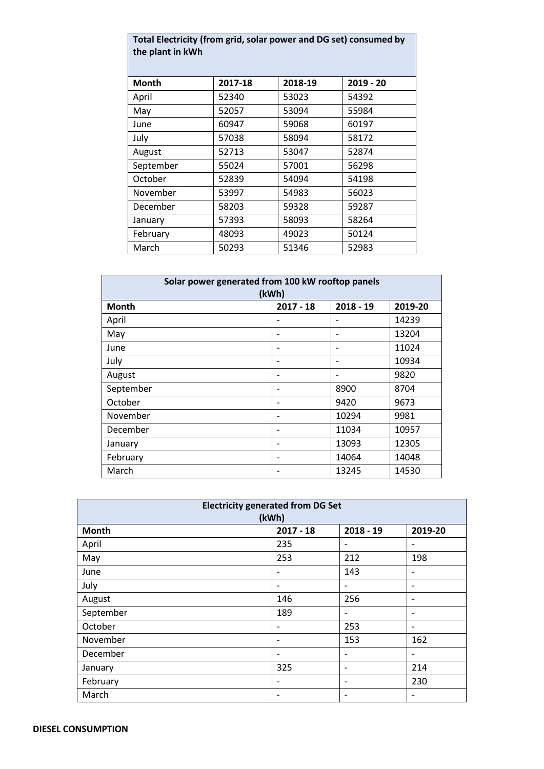| Total Electricity (from grid, solar power and DG set) consumed by the plant in kWh | | | |
|---|---|---|---|
| **Month** | **2017-18** | **2018-19** | **2019 - 20** |
| April | 52340 | 53023 | 54392 |
| May | 52057 | 53094 | 55984 |
| June | 60947 | 59068 | 60197 |
| July | 57038 | 58094 | 58172 |
| August | 52713 | 53047 | 52874 |
| September | 55024 | 57001 | 56298 |
| October | 52839 | 54094 | 54198 |
| November | 53997 | 54983 | 56023 |
| December | 58203 | 59328 | 59287 |
| January | 57393 | 58093 | 58264 |
| February | 48093 | 49023 | 50124 |
| March | 50293 | 51346 | 52983 |

| Solar power generated from 100 kW rooftop panels (kWh) | | | |
|---|---|---|---|
| **Month** | **2017 - 18** | **2018 - 19** | **2019-20** |
| April | - | - | 14239 |
| May | - | - | 13204 |
| June | - | - | 11024 |
| July | - | - | 10934 |
| August | - | - | 9820 |
| September | - | 8900 | 8704 |
| October | - | 9420 | 9673 |
| November | - | 10294 | 9981 |
| December | - | 11034 | 10957 |
| January | - | 13093 | 12305 |
| February | - | 14064 | 14048 |
| March | - | 13245 | 14530 |

| Electricity generated from DG Set (kWh) | | | |
|---|---|---|---|
| **Month** | **2017 - 18** | **2018 - 19** | **2019-20** |
| April | 235 | - | - |
| May | 253 | 212 | 198 |
| June | - | 143 | - |
| July | - | - | - |
| August | 146 | 256 | - |
| September | 189 | - | - |
| October | - | 253 | - |
| November | - | 153 | 162 |
| December | - | - | - |
| January | 325 | - | 214 |
| February | - | - | 230 |
| March | - | - | - |

**DIESEL CONSUMPTION**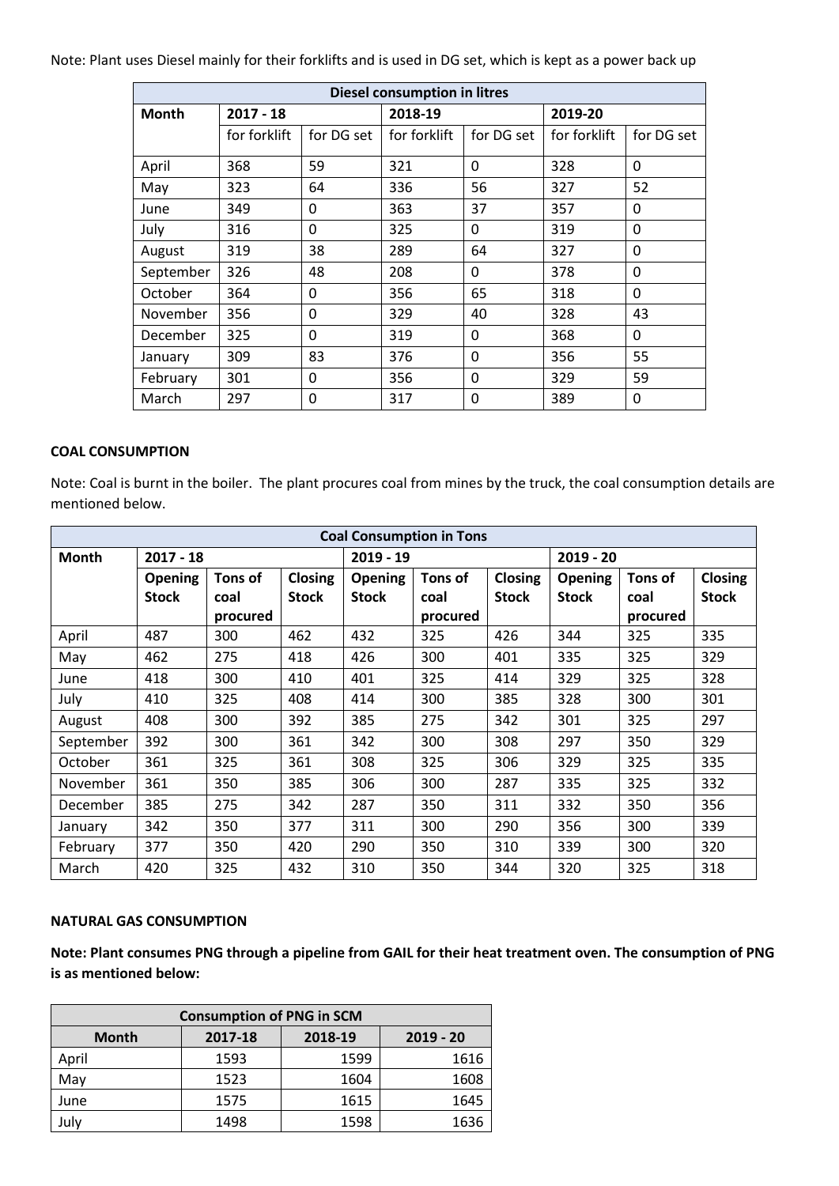Note: Plant uses Diesel mainly for their forklifts and is used in DG set, which is kept as a power back up

| Diesel consumption in litres | | | | | | |
|---|---|---|---|---|---|---|
| Month | 2017 - 18 | | 2018-19 | | 2019-20 | |
| | for forklift | for DG set | for forklift | for DG set | for forklift | for DG set |
| April | 368 | 59 | 321 | 0 | 328 | 0 |
| May | 323 | 64 | 336 | 56 | 327 | 52 |
| June | 349 | 0 | 363 | 37 | 357 | 0 |
| July | 316 | 0 | 325 | 0 | 319 | 0 |
| August | 319 | 38 | 289 | 64 | 327 | 0 |
| September | 326 | 48 | 208 | 0 | 378 | 0 |
| October | 364 | 0 | 356 | 65 | 318 | 0 |
| November | 356 | 0 | 329 | 40 | 328 | 43 |
| December | 325 | 0 | 319 | 0 | 368 | 0 |
| January | 309 | 83 | 376 | 0 | 356 | 55 |
| February | 301 | 0 | 356 | 0 | 329 | 59 |
| March | 297 | 0 | 317 | 0 | 389 | 0 |

**COAL CONSUMPTION**

Note: Coal is burnt in the boiler. The plant procures coal from mines by the truck, the coal consumption details are mentioned below.

| Coal Consumption in Tons | | | | | | | | | |
|---|---|---|---|---|---|---|---|---|---|
| Month | 2017 - 18 | | | 2019 - 19 | | | 2019 - 20 | | |
| | Opening Stock | Tons of coal procured | Closing Stock | Opening Stock | Tons of coal procured | Closing Stock | Opening Stock | Tons of coal procured | Closing Stock |
| April | 487 | 300 | 462 | 432 | 325 | 426 | 344 | 325 | 335 |
| May | 462 | 275 | 418 | 426 | 300 | 401 | 335 | 325 | 329 |
| June | 418 | 300 | 410 | 401 | 325 | 414 | 329 | 325 | 328 |
| July | 410 | 325 | 408 | 414 | 300 | 385 | 328 | 300 | 301 |
| August | 408 | 300 | 392 | 385 | 275 | 342 | 301 | 325 | 297 |
| September | 392 | 300 | 361 | 342 | 300 | 308 | 297 | 350 | 329 |
| October | 361 | 325 | 361 | 308 | 325 | 306 | 329 | 325 | 335 |
| November | 361 | 350 | 385 | 306 | 300 | 287 | 335 | 325 | 332 |
| December | 385 | 275 | 342 | 287 | 350 | 311 | 332 | 350 | 356 |
| January | 342 | 350 | 377 | 311 | 300 | 290 | 356 | 300 | 339 |
| February | 377 | 350 | 420 | 290 | 350 | 310 | 339 | 300 | 320 |
| March | 420 | 325 | 432 | 310 | 350 | 344 | 320 | 325 | 318 |

**NATURAL GAS CONSUMPTION**

**Note: Plant consumes PNG through a pipeline from GAIL for their heat treatment oven. The consumption of PNG is as mentioned below:**

| Consumption of PNG in SCM | | | |
|---|---|---|---|
| Month | 2017-18 | 2018-19 | 2019 - 20 |
| April | 1593 | 1599 | 1616 |
| May | 1523 | 1604 | 1608 |
| June | 1575 | 1615 | 1645 |
| July | 1498 | 1598 | 1636 |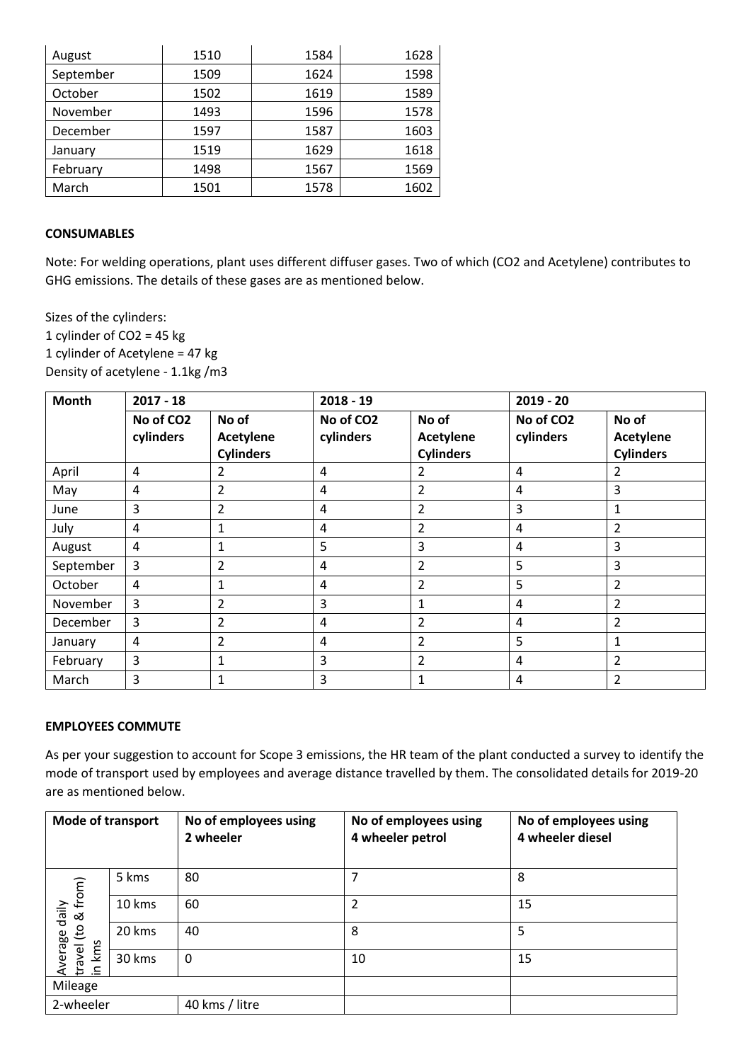| August | 1510 | 1584 | 1628 |
|---|---|---|---|
| September | 1509 | 1624 | 1598 |
| October | 1502 | 1619 | 1589 |
| November | 1493 | 1596 | 1578 |
| December | 1597 | 1587 | 1603 |
| January | 1519 | 1629 | 1618 |
| February | 1498 | 1567 | 1569 |
| March | 1501 | 1578 | 1602 |

**CONSUMABLES**

Note: For welding operations, plant uses different diffuser gases. Two of which ($CO_2$ and Acetylene) contributes to GHG emissions. The details of these gases are as mentioned below.

Sizes of the cylinders:
1 cylinder of $CO_2$ = 45 kg
1 cylinder of Acetylene = 47 kg
Density of acetylene - 1.1kg /m3

| Month | 2017 - 18 | | 2018 - 19 | | 2019 - 20 | |
|---|---|---|---|---|---|---|
| | **No of $CO_2$ cylinders** | **No of Acetylene Cylinders** | **No of $CO_2$ cylinders** | **No of Acetylene Cylinders** | **No of $CO_2$ cylinders** | **No of Acetylene Cylinders** |
| April | 4 | 2 | 4 | 2 | 4 | 2 |
| May | 4 | 2 | 4 | 2 | 4 | 3 |
| June | 3 | 2 | 4 | 2 | 3 | 1 |
| July | 4 | 1 | 4 | 2 | 4 | 2 |
| August | 4 | 1 | 5 | 3 | 4 | 3 |
| September | 3 | 2 | 4 | 2 | 5 | 3 |
| October | 4 | 1 | 4 | 2 | 5 | 2 |
| November | 3 | 2 | 3 | 1 | 4 | 2 |
| December | 3 | 2 | 4 | 2 | 4 | 2 |
| January | 4 | 2 | 4 | 2 | 5 | 1 |
| February | 3 | 1 | 3 | 2 | 4 | 2 |
| March | 3 | 1 | 3 | 1 | 4 | 2 |

**EMPLOYEES COMMUTE**

As per your suggestion to account for Scope 3 emissions, the HR team of the plant conducted a survey to identify the mode of transport used by employees and average distance travelled by them. The consolidated details for 2019-20 are as mentioned below.

| Mode of transport | | No of employees using 2 wheeler | No of employees using 4 wheeler petrol | No of employees using 4 wheeler diesel |
|---|---|---|---|---|
| Average daily travel (to & from) in kms | 5 kms | 80 | 7 | 8 |
| | 10 kms | 60 | 2 | 15 |
| | 20 kms | 40 | 8 | 5 |
| | 30 kms | 0 | 10 | 15 |
| Mileage | | | | |
| 2-wheeler | | 40 kms / litre | | |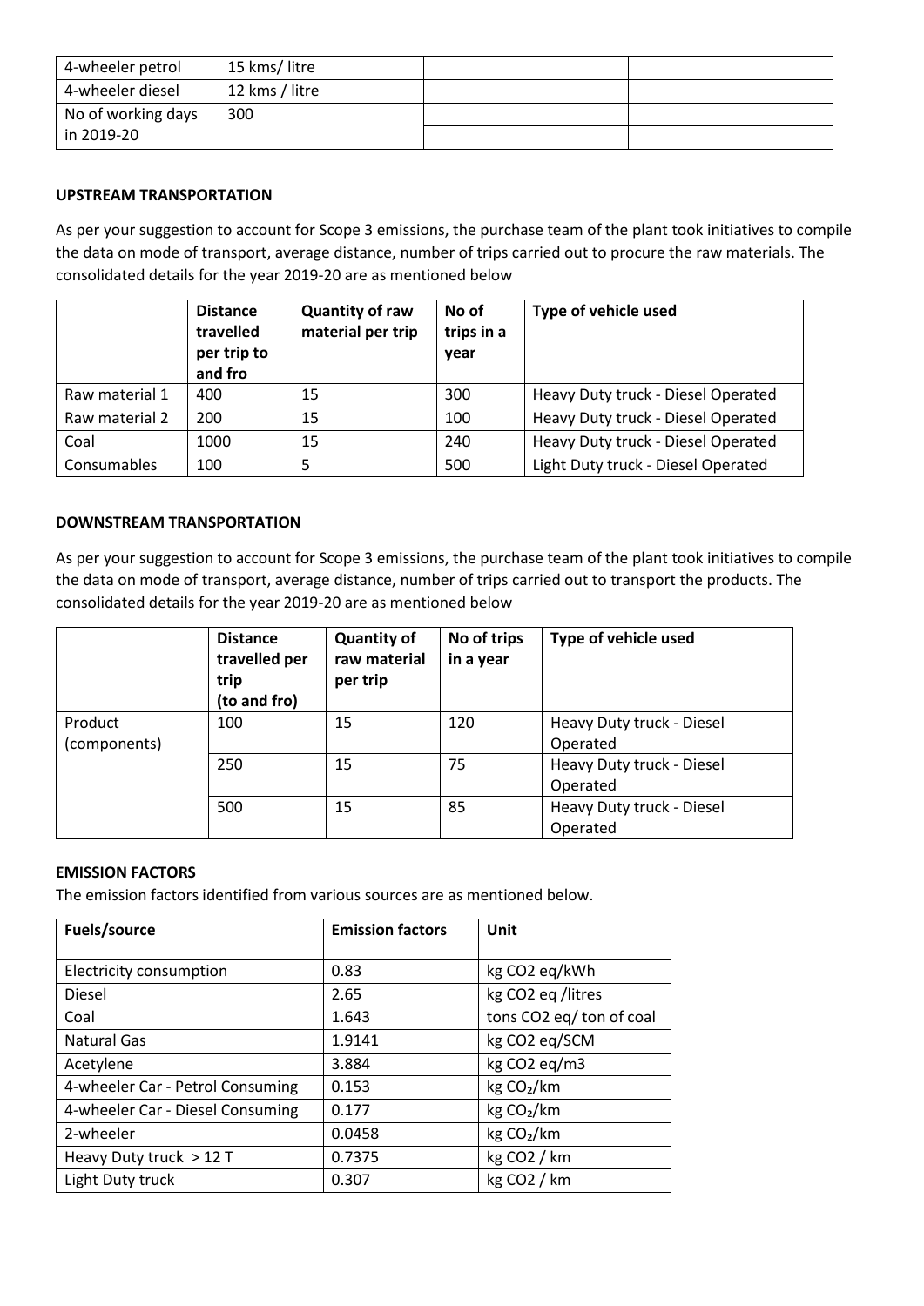| | | | |
|---|---|---|---|
| 4-wheeler petrol | 15 kms/ litre | | |
| 4-wheeler diesel | 12 kms / litre | | |
| No of working days in 2019-20 | 300 | | |

**UPSTREAM TRANSPORTATION**

As per your suggestion to account for Scope 3 emissions, the purchase team of the plant took initiatives to compile the data on mode of transport, average distance, number of trips carried out to procure the raw materials. The consolidated details for the year 2019-20 are as mentioned below

| | Distance travelled per trip to and fro | Quantity of raw material per trip | No of trips in a year | Type of vehicle used |
|---|---|---|---|---|
| Raw material 1 | 400 | 15 | 300 | Heavy Duty truck - Diesel Operated |
| Raw material 2 | 200 | 15 | 100 | Heavy Duty truck - Diesel Operated |
| Coal | 1000 | 15 | 240 | Heavy Duty truck - Diesel Operated |
| Consumables | 100 | 5 | 500 | Light Duty truck - Diesel Operated |

**DOWNSTREAM TRANSPORTATION**

As per your suggestion to account for Scope 3 emissions, the purchase team of the plant took initiatives to compile the data on mode of transport, average distance, number of trips carried out to transport the products. The consolidated details for the year 2019-20 are as mentioned below

| | Distance travelled per trip (to and fro) | Quantity of raw material per trip | No of trips in a year | Type of vehicle used |
|---|---|---|---|---|
| Product (components) | 100 | 15 | 120 | Heavy Duty truck - Diesel Operated |
| | 250 | 15 | 75 | Heavy Duty truck - Diesel Operated |
| | 500 | 15 | 85 | Heavy Duty truck - Diesel Operated |

**EMISSION FACTORS**

The emission factors identified from various sources are as mentioned below.

| Fuels/source | Emission factors | Unit |
|---|---|---|
| Electricity consumption | 0.83 | kg CO2 eq/kWh |
| Diesel | 2.65 | kg CO2 eq /litres |
| Coal | 1.643 | tons CO2 eq/ ton of coal |
| Natural Gas | 1.9141 | kg CO2 eq/SCM |
| Acetylene | 3.884 | kg CO2 eq/m3 |
| 4-wheeler Car - Petrol Consuming | 0.153 | kg $CO_2$/km |
| 4-wheeler Car - Diesel Consuming | 0.177 | kg $CO_2$/km |
| 2-wheeler | 0.0458 | kg $CO_2$/km |
| Heavy Duty truck > 12 T | 0.7375 | kg CO2 / km |
| Light Duty truck | 0.307 | kg CO2 / km |